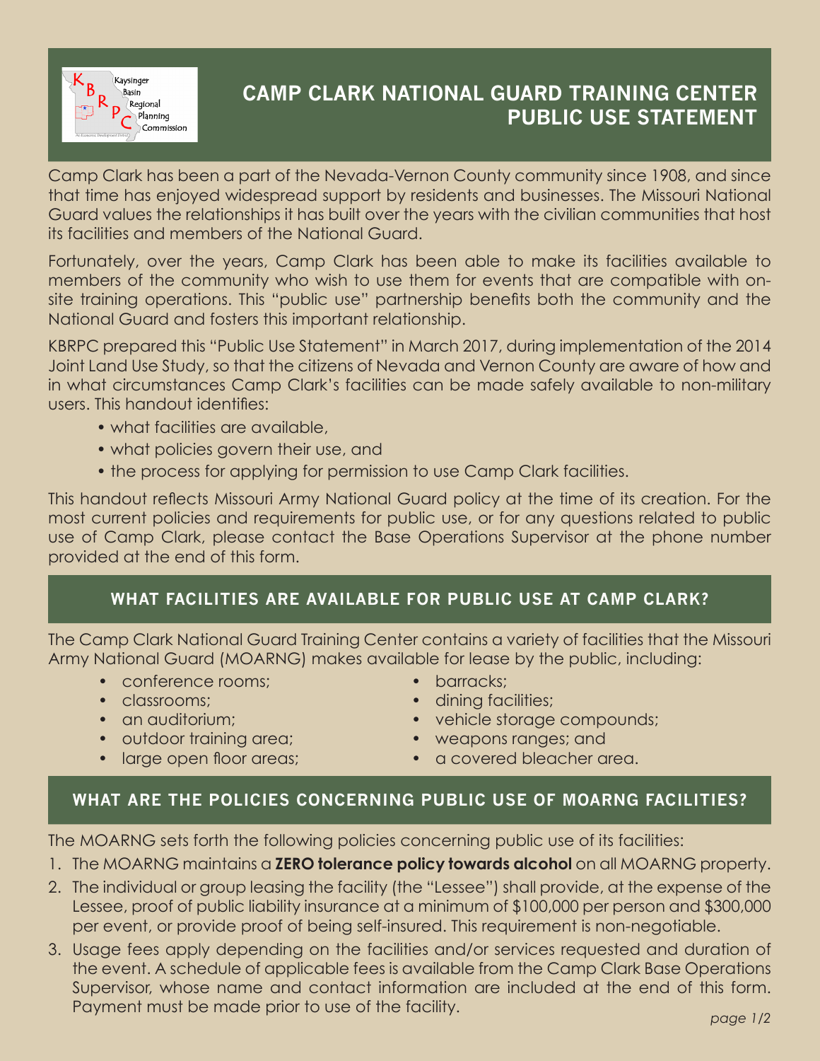# CAMP CLARK NATIONAL GUARD TRAINING CENTER PUBLIC USE STATEMENT

Camp Clark has been a part of the Nevada-Vernon County community since 1908, and since that time has enjoyed widespread support by residents and businesses. The Missouri National Guard values the relationships it has built over the years with the civilian communities that host its facilities and members of the National Guard.

Fortunately, over the years, Camp Clark has been able to make its facilities available to members of the community who wish to use them for events that are compatible with on-site training operations. This "public use" partnership benefits both the community and the National Guard and fosters this important relationship.

KBRPC prepared this "Public Use Statement" in March 2017, during implementation of the 2014 Joint Land Use Study, so that the citizens of Nevada and Vernon County are aware of how and in what circumstances Camp Clark's facilities can be made safely available to non-military users. This handout identifies:

- what facilities are available,
- what policies govern their use, and
- the process for applying for permission to use Camp Clark facilities.

This handout reflects Missouri Army National Guard policy at the time of its creation. For the most current policies and requirements for public use, or for any questions related to public use of Camp Clark, please contact the Base Operations Supervisor at the phone number provided at the end of this form.

## WHAT FACILITIES ARE AVAILABLE FOR PUBLIC USE AT CAMP CLARK?

The Camp Clark National Guard Training Center contains a variety of facilities that the Missouri Army National Guard (MOARNG) makes available for lease by the public, including:

- conference rooms;
- classrooms;
- an auditorium;
- outdoor training area;
- large open floor areas;
- barracks;
- dining facilities;
- vehicle storage compounds;
- weapons ranges; and
- a covered bleacher area.

## WHAT ARE THE POLICIES CONCERNING PUBLIC USE OF MOARNG FACILITIES?

The MOARNG sets forth the following policies concerning public use of its facilities:

1. The MOARNG maintains a **ZERO tolerance policy towards alcohol** on all MOARNG property.
2. The individual or group leasing the facility (the "Lessee") shall provide, at the expense of the Lessee, proof of public liability insurance at a minimum of $100,000 per person and $300,000 per event, or provide proof of being self-insured. This requirement is non-negotiable.
3. Usage fees apply depending on the facilities and/or services requested and duration of the event. A schedule of applicable fees is available from the Camp Clark Base Operations Supervisor, whose name and contact information are included at the end of this form. Payment must be made prior to use of the facility.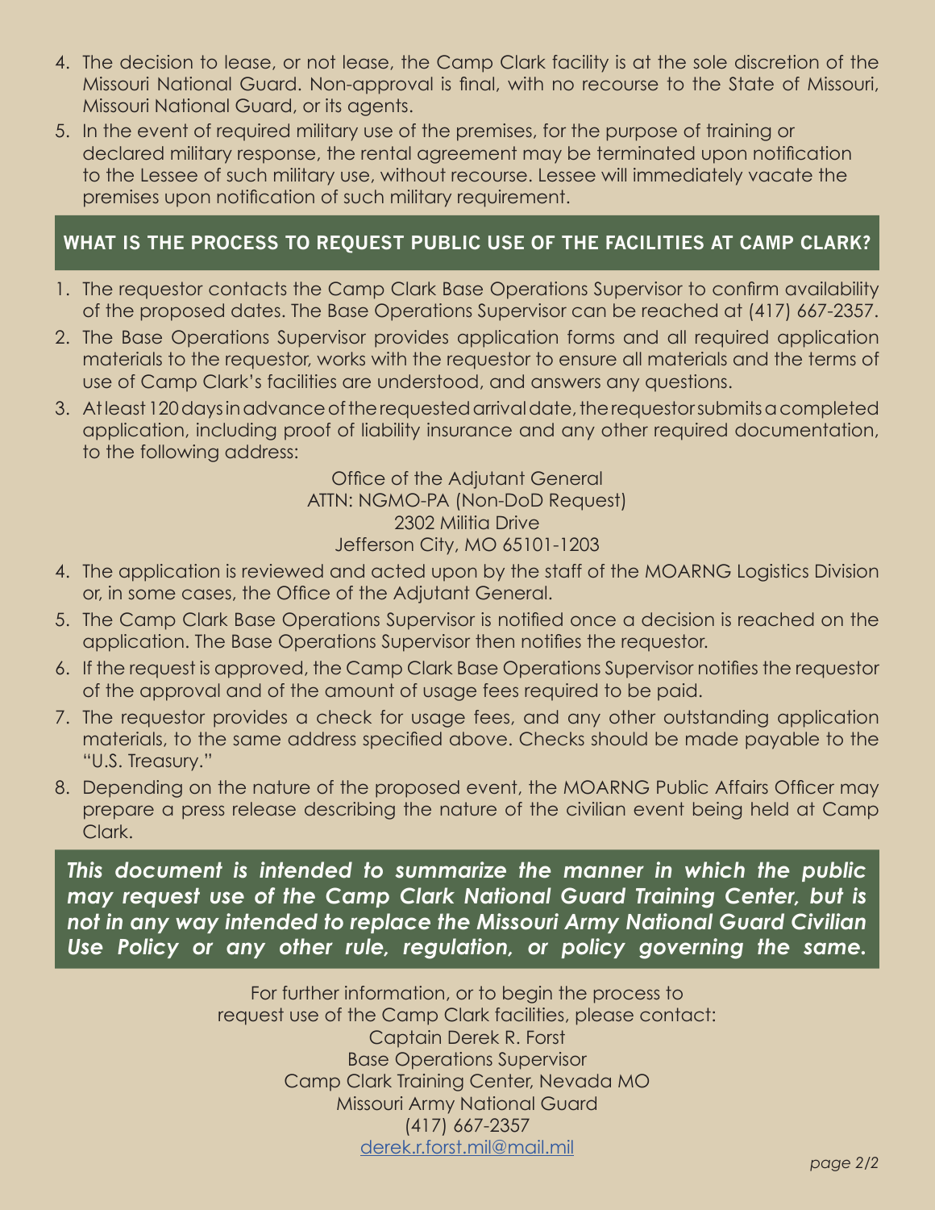4. The decision to lease, or not lease, the Camp Clark facility is at the sole discretion of the Missouri National Guard. Non-approval is final, with no recourse to the State of Missouri, Missouri National Guard, or its agents.
5. In the event of required military use of the premises, for the purpose of training or declared military response, the rental agreement may be terminated upon notification to the Lessee of such military use, without recourse. Lessee will immediately vacate the premises upon notification of such military requirement.

## WHAT IS THE PROCESS TO REQUEST PUBLIC USE OF THE FACILITIES AT CAMP CLARK?

1. The requestor contacts the Camp Clark Base Operations Supervisor to confirm availability of the proposed dates. The Base Operations Supervisor can be reached at (417) 667-2357.
2. The Base Operations Supervisor provides application forms and all required application materials to the requestor, works with the requestor to ensure all materials and the terms of use of Camp Clark's facilities are understood, and answers any questions.
3. At least 120 days in advance of the requested arrival date, the requestor submits a completed application, including proof of liability insurance and any other required documentation, to the following address:

   Office of the Adjutant General
   ATTN: NGMO-PA (Non-DoD Request)
   2302 Militia Drive
   Jefferson City, MO 65101-1203

4. The application is reviewed and acted upon by the staff of the MOARNG Logistics Division or, in some cases, the Office of the Adjutant General.
5. The Camp Clark Base Operations Supervisor is notified once a decision is reached on the application. The Base Operations Supervisor then notifies the requestor.
6. If the request is approved, the Camp Clark Base Operations Supervisor notifies the requestor of the approval and of the amount of usage fees required to be paid.
7. The requestor provides a check for usage fees, and any other outstanding application materials, to the same address specified above. Checks should be made payable to the "U.S. Treasury."
8. Depending on the nature of the proposed event, the MOARNG Public Affairs Officer may prepare a press release describing the nature of the civilian event being held at Camp Clark.

***This document is intended to summarize the manner in which the public may request use of the Camp Clark National Guard Training Center, but is not in any way intended to replace the Missouri Army National Guard Civilian Use Policy or any other rule, regulation, or policy governing the same.***

For further information, or to begin the process to
request use of the Camp Clark facilities, please contact:
Captain Derek R. Forst
Base Operations Supervisor
Camp Clark Training Center, Nevada MO
Missouri Army National Guard
(417) 667-2357
derek.r.forst.mil@mail.mil